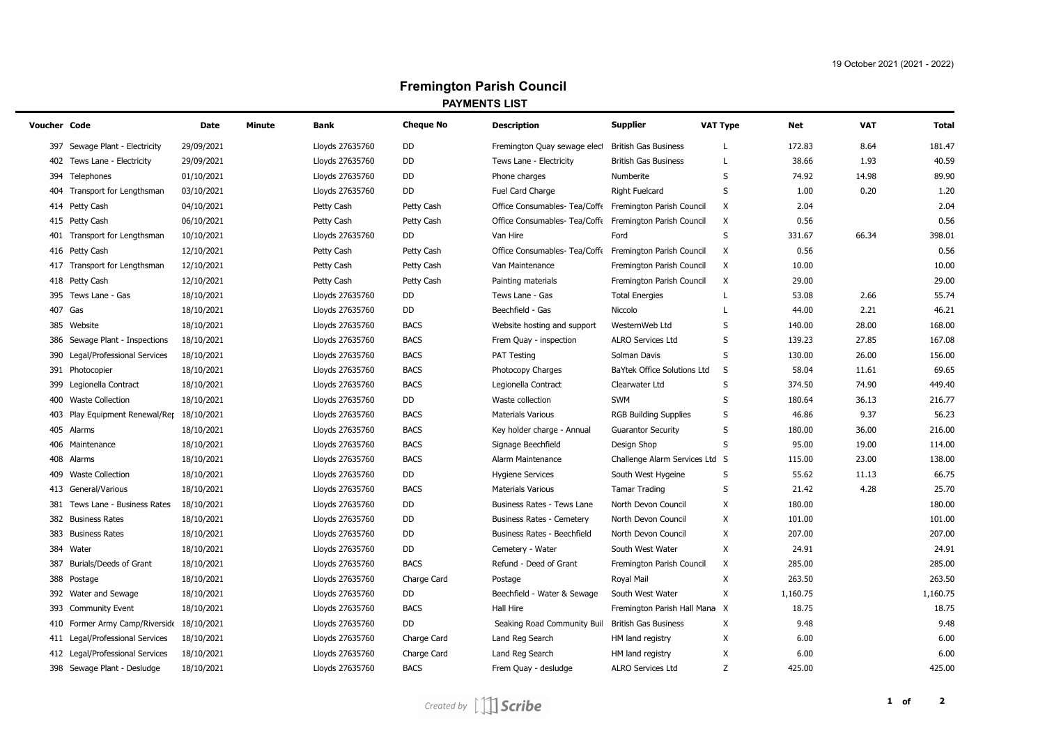19 October 2021 (2021 - 2022)

# Fremington Parish Council

## PAYMENTS LIST

| Voucher | Code | Date | Minute | Bank | Cheque No | Description | Supplier | VAT Type | Net | VAT | Total |
|---|---|---|---|---|---|---|---|---|---|---|---|
| 397 | Sewage Plant - Electricity | 29/09/2021 | | Lloyds 27635760 | DD | Fremington Quay sewage elect | British Gas Business | L | 172.83 | 8.64 | 181.47 |
| 402 | Tews Lane - Electricity | 29/09/2021 | | Lloyds 27635760 | DD | Tews Lane - Electricity | British Gas Business | L | 38.66 | 1.93 | 40.59 |
| 394 | Telephones | 01/10/2021 | | Lloyds 27635760 | DD | Phone charges | Numberite | S | 74.92 | 14.98 | 89.90 |
| 404 | Transport for Lengthsman | 03/10/2021 | | Lloyds 27635760 | DD | Fuel Card Charge | Right Fuelcard | S | 1.00 | 0.20 | 1.20 |
| 414 | Petty Cash | 04/10/2021 | | Petty Cash | Petty Cash | Office Consumables- Tea/Coffe | Fremington Parish Council | X | 2.04 | | 2.04 |
| 415 | Petty Cash | 06/10/2021 | | Petty Cash | Petty Cash | Office Consumables- Tea/Coffe | Fremington Parish Council | X | 0.56 | | 0.56 |
| 401 | Transport for Lengthsman | 10/10/2021 | | Lloyds 27635760 | DD | Van Hire | Ford | S | 331.67 | 66.34 | 398.01 |
| 416 | Petty Cash | 12/10/2021 | | Petty Cash | Petty Cash | Office Consumables- Tea/Coffe | Fremington Parish Council | X | 0.56 | | 0.56 |
| 417 | Transport for Lengthsman | 12/10/2021 | | Petty Cash | Petty Cash | Van Maintenance | Fremington Parish Council | X | 10.00 | | 10.00 |
| 418 | Petty Cash | 12/10/2021 | | Petty Cash | Petty Cash | Painting materials | Fremington Parish Council | X | 29.00 | | 29.00 |
| 395 | Tews Lane - Gas | 18/10/2021 | | Lloyds 27635760 | DD | Tews Lane - Gas | Total Energies | L | 53.08 | 2.66 | 55.74 |
| 407 | Gas | 18/10/2021 | | Lloyds 27635760 | DD | Beechfield - Gas | Niccolo | L | 44.00 | 2.21 | 46.21 |
| 385 | Website | 18/10/2021 | | Lloyds 27635760 | BACS | Website hosting and support | WesternWeb Ltd | S | 140.00 | 28.00 | 168.00 |
| 386 | Sewage Plant - Inspections | 18/10/2021 | | Lloyds 27635760 | BACS | Frem Quay - inspection | ALRO Services Ltd | S | 139.23 | 27.85 | 167.08 |
| 390 | Legal/Professional Services | 18/10/2021 | | Lloyds 27635760 | BACS | PAT Testing | Solman Davis | S | 130.00 | 26.00 | 156.00 |
| 391 | Photocopier | 18/10/2021 | | Lloyds 27635760 | BACS | Photocopy Charges | BaYtek Office Solutions Ltd | S | 58.04 | 11.61 | 69.65 |
| 399 | Legionella Contract | 18/10/2021 | | Lloyds 27635760 | BACS | Legionella Contract | Clearwater Ltd | S | 374.50 | 74.90 | 449.40 |
| 400 | Waste Collection | 18/10/2021 | | Lloyds 27635760 | DD | Waste collection | SWM | S | 180.64 | 36.13 | 216.77 |
| 403 | Play Equipment Renewal/Rep | 18/10/2021 | | Lloyds 27635760 | BACS | Materials Various | RGB Building Supplies | S | 46.86 | 9.37 | 56.23 |
| 405 | Alarms | 18/10/2021 | | Lloyds 27635760 | BACS | Key holder charge - Annual | Guarantor Security | S | 180.00 | 36.00 | 216.00 |
| 406 | Maintenance | 18/10/2021 | | Lloyds 27635760 | BACS | Signage Beechfield | Design Shop | S | 95.00 | 19.00 | 114.00 |
| 408 | Alarms | 18/10/2021 | | Lloyds 27635760 | BACS | Alarm Maintenance | Challenge Alarm Services Ltd | S | 115.00 | 23.00 | 138.00 |
| 409 | Waste Collection | 18/10/2021 | | Lloyds 27635760 | DD | Hygiene Services | South West Hygeine | S | 55.62 | 11.13 | 66.75 |
| 413 | General/Various | 18/10/2021 | | Lloyds 27635760 | BACS | Materials Various | Tamar Trading | S | 21.42 | 4.28 | 25.70 |
| 381 | Tews Lane - Business Rates | 18/10/2021 | | Lloyds 27635760 | DD | Business Rates - Tews Lane | North Devon Council | X | 180.00 | | 180.00 |
| 382 | Business Rates | 18/10/2021 | | Lloyds 27635760 | DD | Business Rates - Cemetery | North Devon Council | X | 101.00 | | 101.00 |
| 383 | Business Rates | 18/10/2021 | | Lloyds 27635760 | DD | Business Rates - Beechfield | North Devon Council | X | 207.00 | | 207.00 |
| 384 | Water | 18/10/2021 | | Lloyds 27635760 | DD | Cemetery - Water | South West Water | X | 24.91 | | 24.91 |
| 387 | Burials/Deeds of Grant | 18/10/2021 | | Lloyds 27635760 | BACS | Refund - Deed of Grant | Fremington Parish Council | X | 285.00 | | 285.00 |
| 388 | Postage | 18/10/2021 | | Lloyds 27635760 | Charge Card | Postage | Royal Mail | X | 263.50 | | 263.50 |
| 392 | Water and Sewage | 18/10/2021 | | Lloyds 27635760 | DD | Beechfield - Water & Sewage | South West Water | X | 1,160.75 | | 1,160.75 |
| 393 | Community Event | 18/10/2021 | | Lloyds 27635760 | BACS | Hall Hire | Fremington Parish Hall Mana | X | 18.75 | | 18.75 |
| 410 | Former Army Camp/Riverside | 18/10/2021 | | Lloyds 27635760 | DD | Seaking Road Community Buil | British Gas Business | X | 9.48 | | 9.48 |
| 411 | Legal/Professional Services | 18/10/2021 | | Lloyds 27635760 | Charge Card | Land Reg Search | HM land registry | X | 6.00 | | 6.00 |
| 412 | Legal/Professional Services | 18/10/2021 | | Lloyds 27635760 | Charge Card | Land Reg Search | HM land registry | X | 6.00 | | 6.00 |
| 398 | Sewage Plant - Desludge | 18/10/2021 | | Lloyds 27635760 | BACS | Frem Quay - desludge | ALRO Services Ltd | Z | 425.00 | | 425.00 |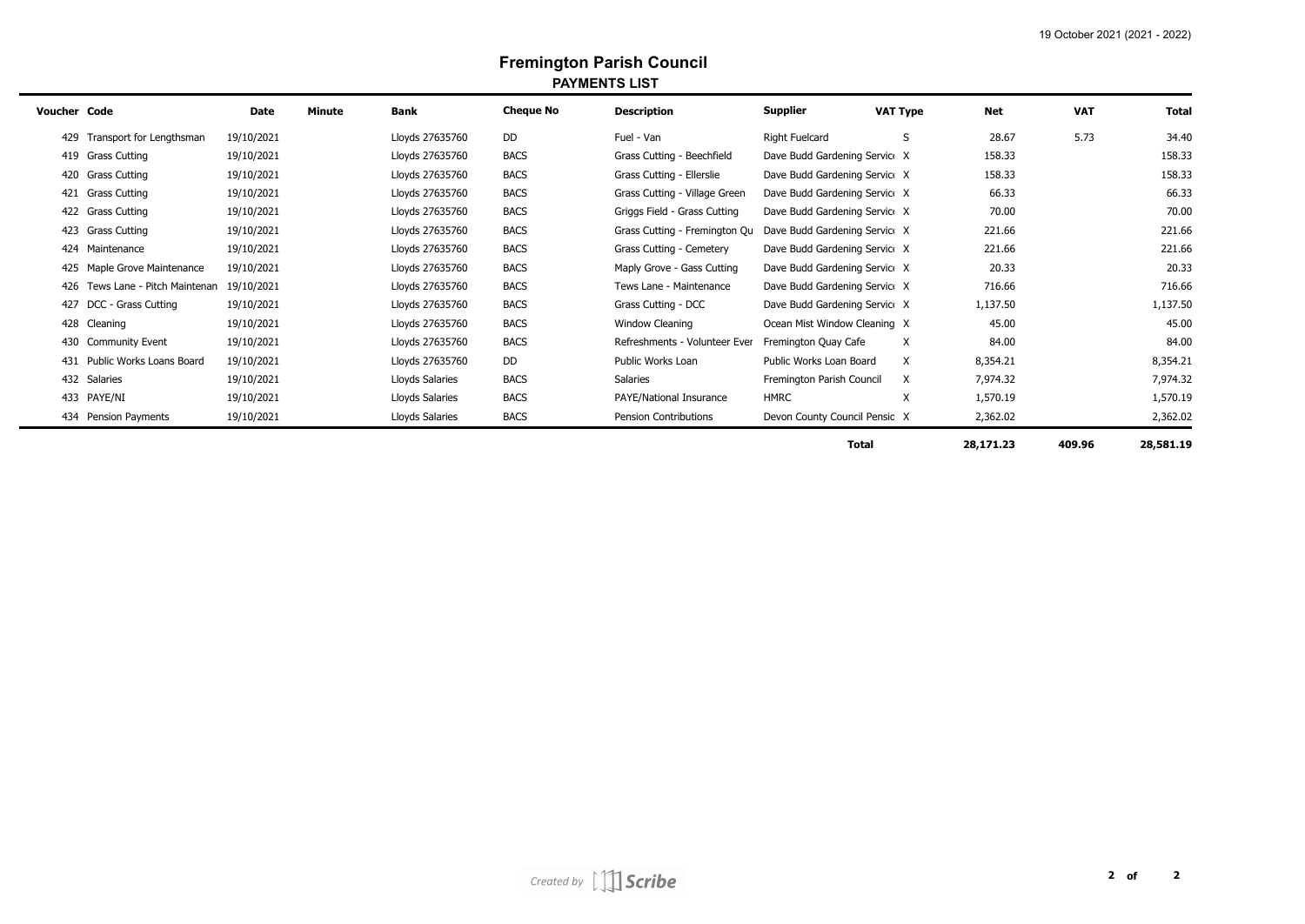19 October 2021 (2021 - 2022)

# Fremington Parish Council

## PAYMENTS LIST

| Voucher | Code | Date | Minute | Bank | Cheque No | Description | Supplier | VAT Type | Net | VAT | Total |
|---|---|---|---|---|---|---|---|---|---|---|---|
| 429 | Transport for Lengthsman | 19/10/2021 | | Lloyds 27635760 | DD | Fuel - Van | Right Fuelcard | S | 28.67 | 5.73 | 34.40 |
| 419 | Grass Cutting | 19/10/2021 | | Lloyds 27635760 | BACS | Grass Cutting - Beechfield | Dave Budd Gardening Servic | X | 158.33 | | 158.33 |
| 420 | Grass Cutting | 19/10/2021 | | Lloyds 27635760 | BACS | Grass Cutting - Ellerslie | Dave Budd Gardening Servic | X | 158.33 | | 158.33 |
| 421 | Grass Cutting | 19/10/2021 | | Lloyds 27635760 | BACS | Grass Cutting - Village Green | Dave Budd Gardening Servic | X | 66.33 | | 66.33 |
| 422 | Grass Cutting | 19/10/2021 | | Lloyds 27635760 | BACS | Griggs Field - Grass Cutting | Dave Budd Gardening Servic | X | 70.00 | | 70.00 |
| 423 | Grass Cutting | 19/10/2021 | | Lloyds 27635760 | BACS | Grass Cutting - Fremington Qu | Dave Budd Gardening Servic | X | 221.66 | | 221.66 |
| 424 | Maintenance | 19/10/2021 | | Lloyds 27635760 | BACS | Grass Cutting - Cemetery | Dave Budd Gardening Servic | X | 221.66 | | 221.66 |
| 425 | Maple Grove Maintenance | 19/10/2021 | | Lloyds 27635760 | BACS | Maply Grove - Gass Cutting | Dave Budd Gardening Servic | X | 20.33 | | 20.33 |
| 426 | Tews Lane - Pitch Maintenan | 19/10/2021 | | Lloyds 27635760 | BACS | Tews Lane - Maintenance | Dave Budd Gardening Servic | X | 716.66 | | 716.66 |
| 427 | DCC - Grass Cutting | 19/10/2021 | | Lloyds 27635760 | BACS | Grass Cutting - DCC | Dave Budd Gardening Servic | X | 1,137.50 | | 1,137.50 |
| 428 | Cleaning | 19/10/2021 | | Lloyds 27635760 | BACS | Window Cleaning | Ocean Mist Window Cleaning | X | 45.00 | | 45.00 |
| 430 | Community Event | 19/10/2021 | | Lloyds 27635760 | BACS | Refreshments - Volunteer Ever | Fremington Quay Cafe | X | 84.00 | | 84.00 |
| 431 | Public Works Loans Board | 19/10/2021 | | Lloyds 27635760 | DD | Public Works Loan | Public Works Loan Board | X | 8,354.21 | | 8,354.21 |
| 432 | Salaries | 19/10/2021 | | Lloyds Salaries | BACS | Salaries | Fremington Parish Council | X | 7,974.32 | | 7,974.32 |
| 433 | PAYE/NI | 19/10/2021 | | Lloyds Salaries | BACS | PAYE/National Insurance | HMRC | X | 1,570.19 | | 1,570.19 |
| 434 | Pension Payments | 19/10/2021 | | Lloyds Salaries | BACS | Pension Contributions | Devon County Council Pensic | X | 2,362.02 | | 2,362.02 |
| | | | | | | | **Total** | | **28,171.23** | **409.96** | **28,581.19** |